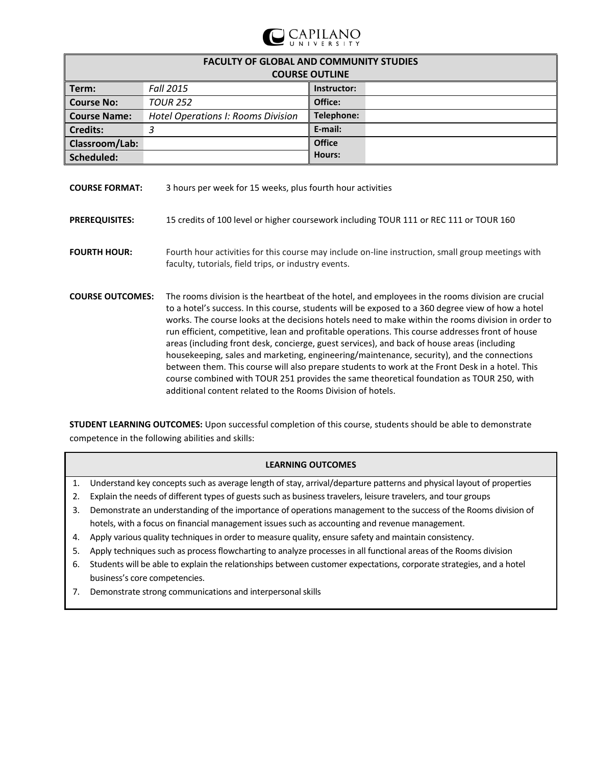CAPILANO UNIVERSITY

| FACULTY OF GLOBAL AND COMMUNITY STUDIES COURSE OUTLINE | | | |
|---|---|---|---|
| **Term:** | *Fall 2015* | **Instructor:** | |
| **Course No:** | *TOUR 252* | **Office:** | |
| **Course Name:** | *Hotel Operations I: Rooms Division* | **Telephone:** | |
| **Credits:** | *3* | **E-mail:** | |
| **Classroom/Lab:** | | **Office Hours:** | |
| **Scheduled:** | | | |

**COURSE FORMAT:** 3 hours per week for 15 weeks, plus fourth hour activities

**PREREQUISITES:** 15 credits of 100 level or higher coursework including TOUR 111 or REC 111 or TOUR 160

**FOURTH HOUR:** Fourth hour activities for this course may include on-line instruction, small group meetings with faculty, tutorials, field trips, or industry events.

**COURSE OUTCOMES:** The rooms division is the heartbeat of the hotel, and employees in the rooms division are crucial to a hotel's success. In this course, students will be exposed to a 360 degree view of how a hotel works. The course looks at the decisions hotels need to make within the rooms division in order to run efficient, competitive, lean and profitable operations. This course addresses front of house areas (including front desk, concierge, guest services), and back of house areas (including housekeeping, sales and marketing, engineering/maintenance, security), and the connections between them. This course will also prepare students to work at the Front Desk in a hotel. This course combined with TOUR 251 provides the same theoretical foundation as TOUR 250, with additional content related to the Rooms Division of hotels.

**STUDENT LEARNING OUTCOMES:** Upon successful completion of this course, students should be able to demonstrate competence in the following abilities and skills:

| **LEARNING OUTCOMES** |
|---|
| 1. Understand key concepts such as average length of stay, arrival/departure patterns and physical layout of properties |
| 2. Explain the needs of different types of guests such as business travelers, leisure travelers, and tour groups |
| 3. Demonstrate an understanding of the importance of operations management to the success of the Rooms division of hotels, with a focus on financial management issues such as accounting and revenue management. |
| 4. Apply various quality techniques in order to measure quality, ensure safety and maintain consistency. |
| 5. Apply techniques such as process flowcharting to analyze processes in all functional areas of the Rooms division |
| 6. Students will be able to explain the relationships between customer expectations, corporate strategies, and a hotel business's core competencies. |
| 7. Demonstrate strong communications and interpersonal skills |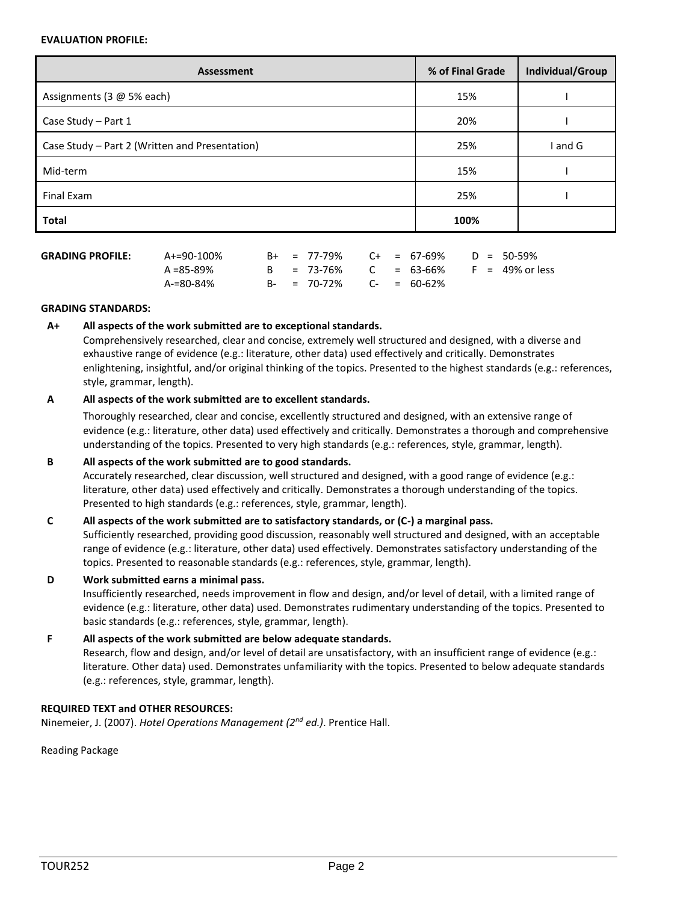**EVALUATION PROFILE:**

| Assessment | % of Final Grade | Individual/Group |
|---|---|---|
| Assignments (3 @ 5% each) | 15% | I |
| Case Study – Part 1 | 20% | I |
| Case Study – Part 2 (Written and Presentation) | 25% | I and G |
| Mid-term | 15% | I |
| Final Exam | 25% | I |
| **Total** | **100%** | |

**GRADING PROFILE:**

| | | | |
|---|---|---|---|
| A+=90-100% | B+ = 77-79% | C+ = 67-69% | D = 50-59% |
| A =85-89% | B = 73-76% | C = 63-66% | F = 49% or less |
| A-=80-84% | B- = 70-72% | C- = 60-62% | |

**GRADING STANDARDS:**

**A+ All aspects of the work submitted are to exceptional standards.**
Comprehensively researched, clear and concise, extremely well structured and designed, with a diverse and exhaustive range of evidence (e.g.: literature, other data) used effectively and critically. Demonstrates enlightening, insightful, and/or original thinking of the topics. Presented to the highest standards (e.g.: references, style, grammar, length).

**A All aspects of the work submitted are to excellent standards.**
Thoroughly researched, clear and concise, excellently structured and designed, with an extensive range of evidence (e.g.: literature, other data) used effectively and critically. Demonstrates a thorough and comprehensive understanding of the topics. Presented to very high standards (e.g.: references, style, grammar, length).

**B All aspects of the work submitted are to good standards.**
Accurately researched, clear discussion, well structured and designed, with a good range of evidence (e.g.: literature, other data) used effectively and critically. Demonstrates a thorough understanding of the topics. Presented to high standards (e.g.: references, style, grammar, length).

**C All aspects of the work submitted are to satisfactory standards, or (C-) a marginal pass.**
Sufficiently researched, providing good discussion, reasonably well structured and designed, with an acceptable range of evidence (e.g.: literature, other data) used effectively. Demonstrates satisfactory understanding of the topics. Presented to reasonable standards (e.g.: references, style, grammar, length).

**D Work submitted earns a minimal pass.**
Insufficiently researched, needs improvement in flow and design, and/or level of detail, with a limited range of evidence (e.g.: literature, other data) used. Demonstrates rudimentary understanding of the topics. Presented to basic standards (e.g.: references, style, grammar, length).

**F All aspects of the work submitted are below adequate standards.**
Research, flow and design, and/or level of detail are unsatisfactory, with an insufficient range of evidence (e.g.: literature. Other data) used. Demonstrates unfamiliarity with the topics. Presented to below adequate standards (e.g.: references, style, grammar, length).

**REQUIRED TEXT and OTHER RESOURCES:**

Ninemeier, J. (2007). *Hotel Operations Management (2nd ed.)*. Prentice Hall.

Reading Package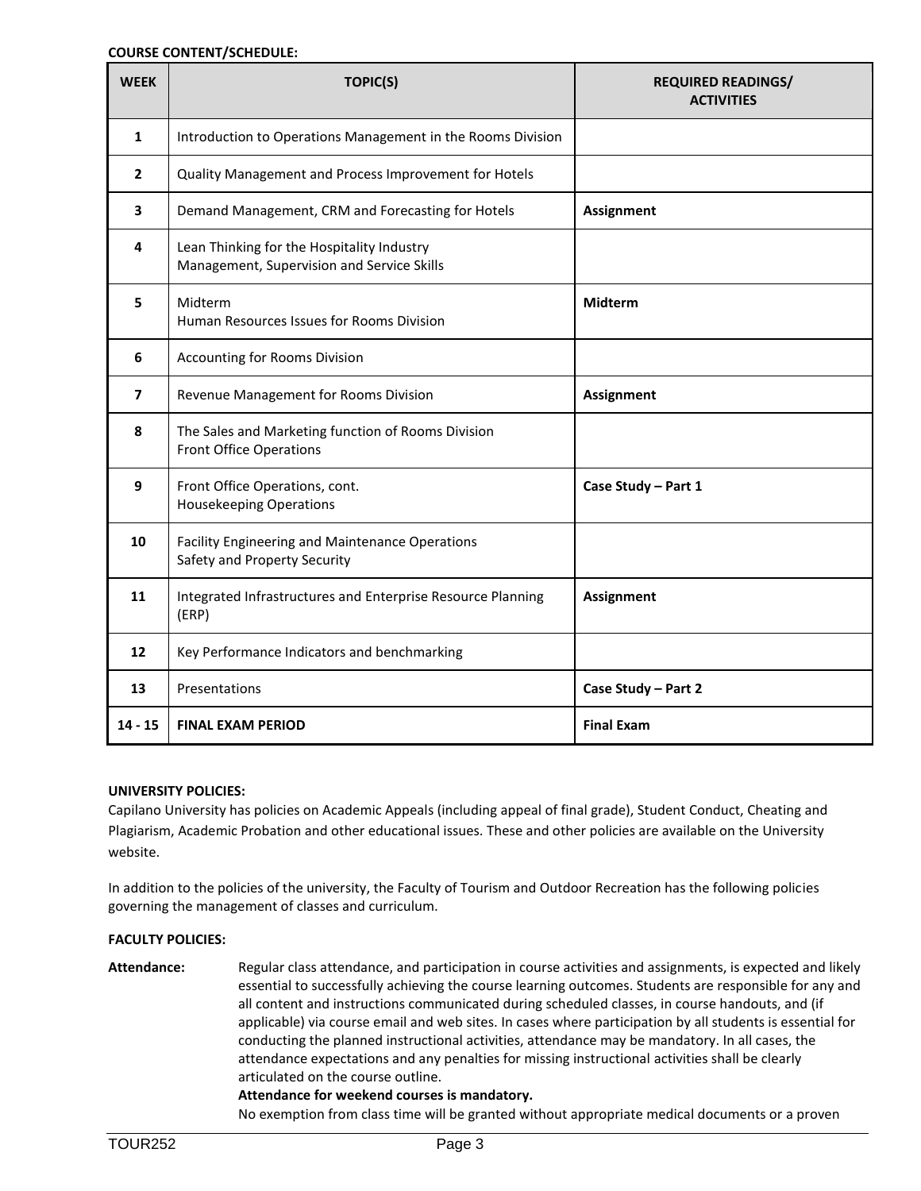**COURSE CONTENT/SCHEDULE:**

| WEEK | TOPIC(S) | REQUIRED READINGS/ ACTIVITIES |
|---|---|---|
| 1 | Introduction to Operations Management in the Rooms Division | |
| 2 | Quality Management and Process Improvement for Hotels | |
| 3 | Demand Management, CRM and Forecasting for Hotels | **Assignment** |
| 4 | Lean Thinking for the Hospitality Industry<br>Management, Supervision and Service Skills | |
| 5 | Midterm<br>Human Resources Issues for Rooms Division | **Midterm** |
| 6 | Accounting for Rooms Division | |
| 7 | Revenue Management for Rooms Division | **Assignment** |
| 8 | The Sales and Marketing function of Rooms Division<br>Front Office Operations | |
| 9 | Front Office Operations, cont.<br>Housekeeping Operations | **Case Study – Part 1** |
| 10 | Facility Engineering and Maintenance Operations<br>Safety and Property Security | |
| 11 | Integrated Infrastructures and Enterprise Resource Planning (ERP) | **Assignment** |
| 12 | Key Performance Indicators and benchmarking | |
| 13 | Presentations | **Case Study – Part 2** |
| **14 - 15** | **FINAL EXAM PERIOD** | **Final Exam** |

**UNIVERSITY POLICIES:**

Capilano University has policies on Academic Appeals (including appeal of final grade), Student Conduct, Cheating and Plagiarism, Academic Probation and other educational issues. These and other policies are available on the University website.

In addition to the policies of the university, the Faculty of Tourism and Outdoor Recreation has the following policies governing the management of classes and curriculum.

**FACULTY POLICIES:**

**Attendance:** Regular class attendance, and participation in course activities and assignments, is expected and likely essential to successfully achieving the course learning outcomes. Students are responsible for any and all content and instructions communicated during scheduled classes, in course handouts, and (if applicable) via course email and web sites. In cases where participation by all students is essential for conducting the planned instructional activities, attendance may be mandatory. In all cases, the attendance expectations and any penalties for missing instructional activities shall be clearly articulated on the course outline.

**Attendance for weekend courses is mandatory.**

No exemption from class time will be granted without appropriate medical documents or a proven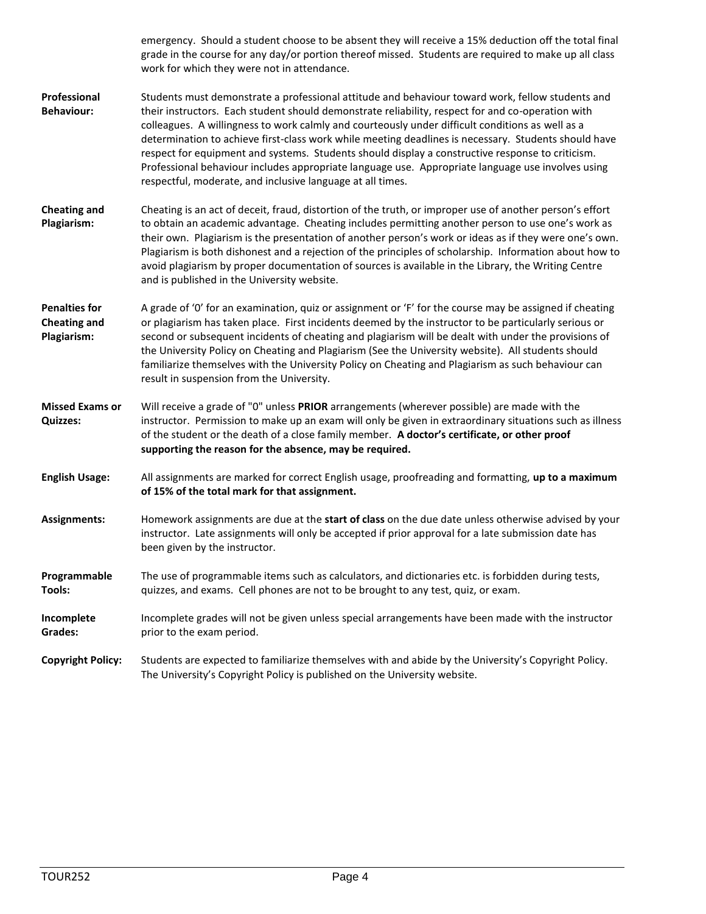emergency. Should a student choose to be absent they will receive a 15% deduction off the total final grade in the course for any day/or portion thereof missed. Students are required to make up all class work for which they were not in attendance.

**Professional Behaviour:** Students must demonstrate a professional attitude and behaviour toward work, fellow students and their instructors. Each student should demonstrate reliability, respect for and co-operation with colleagues. A willingness to work calmly and courteously under difficult conditions as well as a determination to achieve first-class work while meeting deadlines is necessary. Students should have respect for equipment and systems. Students should display a constructive response to criticism. Professional behaviour includes appropriate language use. Appropriate language use involves using respectful, moderate, and inclusive language at all times.

**Cheating and Plagiarism:** Cheating is an act of deceit, fraud, distortion of the truth, or improper use of another person's effort to obtain an academic advantage. Cheating includes permitting another person to use one's work as their own. Plagiarism is the presentation of another person's work or ideas as if they were one's own. Plagiarism is both dishonest and a rejection of the principles of scholarship. Information about how to avoid plagiarism by proper documentation of sources is available in the Library, the Writing Centre and is published in the University website.

**Penalties for Cheating and Plagiarism:** A grade of '0' for an examination, quiz or assignment or 'F' for the course may be assigned if cheating or plagiarism has taken place. First incidents deemed by the instructor to be particularly serious or second or subsequent incidents of cheating and plagiarism will be dealt with under the provisions of the University Policy on Cheating and Plagiarism (See the University website). All students should familiarize themselves with the University Policy on Cheating and Plagiarism as such behaviour can result in suspension from the University.

**Missed Exams or Quizzes:** Will receive a grade of "0" unless **PRIOR** arrangements (wherever possible) are made with the instructor. Permission to make up an exam will only be given in extraordinary situations such as illness of the student or the death of a close family member. **A doctor's certificate, or other proof supporting the reason for the absence, may be required.**

**English Usage:** All assignments are marked for correct English usage, proofreading and formatting, **up to a maximum of 15% of the total mark for that assignment.**

**Assignments:** Homework assignments are due at the **start of class** on the due date unless otherwise advised by your instructor. Late assignments will only be accepted if prior approval for a late submission date has been given by the instructor.

**Programmable Tools:** The use of programmable items such as calculators, and dictionaries etc. is forbidden during tests, quizzes, and exams. Cell phones are not to be brought to any test, quiz, or exam.

**Incomplete Grades:** Incomplete grades will not be given unless special arrangements have been made with the instructor prior to the exam period.

**Copyright Policy:** Students are expected to familiarize themselves with and abide by the University's Copyright Policy. The University's Copyright Policy is published on the University website.